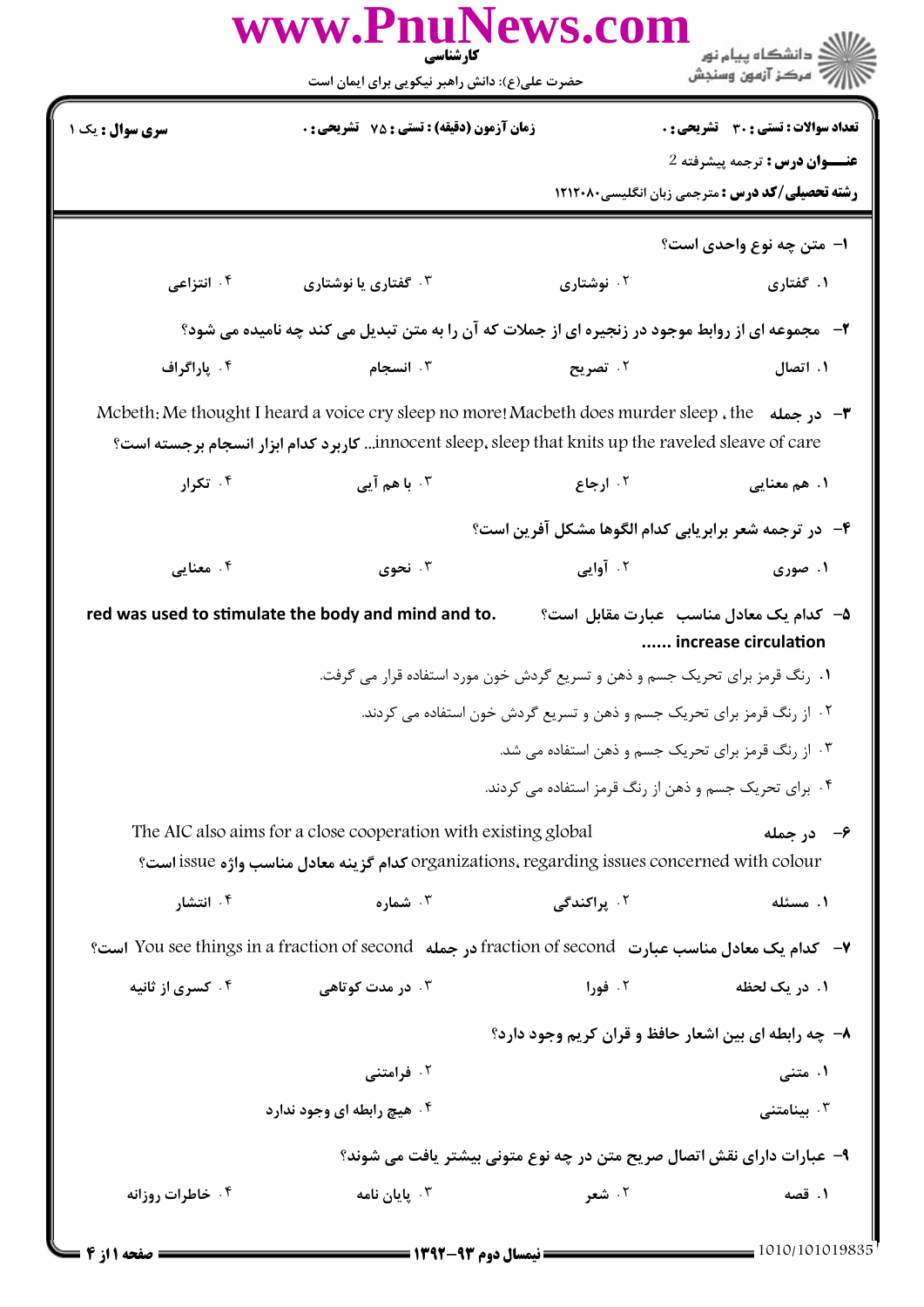کارشناسی

حضرت علی(ع): دانش راهبر نیکویی برای ایمان است

**تعداد سوالات : تستی : ۳۰ تشریحی : ۰** | **زمان آزمون (دقیقه) : تستی : ۷۵ تشریحی : ۰** | **سری سوال : یک ۱**

**عنـــوان درس :** ترجمه پیشرفته 2

**رشته تحصیلی/کد درس :** مترجمی زبان انگلیسی۱۲۱۲۰۸۰

۱- متن چه نوع واحدی است؟

۱. گفتاری ۲. نوشتاری ۳. گفتاری یا نوشتاری ۴. انتزاعی

۲- مجموعه ای از روابط موجود در زنجیره ای از جملات که آن را به متن تبدیل می کند چه نامیده می شود؟

۱. اتصال ۲. تصریح ۳. انسجام ۴. پاراگراف

۳- در جمله Mcbeth: Me thought I heard a voice cry sleep no more! Macbeth does murder sleep , the innocent sleep, sleep that knits up the raveled sleave of care... کاربرد کدام ابزار انسجام برجسته است؟

۱. هم معنایی ۲. ارجاع ۳. با هم آیی ۴. تکرار

۴- در ترجمه شعر برابریابی کدام الگوها مشکل آفرین است؟

۱. صوری ۲. آوایی ۳. نحوی ۴. معنایی

۵- کدام یک معادل مناسب عبارت مقابل است؟ **red was used to stimulate the body and mind and to. ...... increase circulation**

۱. رنگ قرمز برای تحریک جسم و ذهن و تسریع گردش خون مورد استفاده قرار می گرفت.

۲. از رنگ قرمز برای تحریک جسم و ذهن و تسریع گردش خون استفاده می کردند.

۳. از رنگ قرمز برای تحریک جسم و ذهن استفاده می شد.

۴. برای تحریک جسم و ذهن از رنگ قرمز استفاده می کردند.

۶- در جمله The AIC also aims for a close cooperation with existing global organizations, regarding issues concerned with colour کدام گزینه معادل مناسب واژه issue است؟

۱. مسئله ۲. پراکندگی ۳. شماره ۴. انتشار

۷- کدام یک معادل مناسب عبارت fraction of second در جمله You see things in a fraction of second است؟

۱. در یک لحظه ۲. فورا ۳. در مدت کوتاهی ۴. کسری از ثانیه

۸- چه رابطه ای بین اشعار حافظ و قران کریم وجود دارد؟

۱. متنی ۲. فرامتنی ۳. بینامتنی ۴. هیچ رابطه ای وجود ندارد

۹- عبارات دارای نقش اتصال صریح متن در چه نوع متونی بیشتر یافت می شوند؟

۱. قصه ۲. شعر ۳. پایان نامه ۴. خاطرات روزانه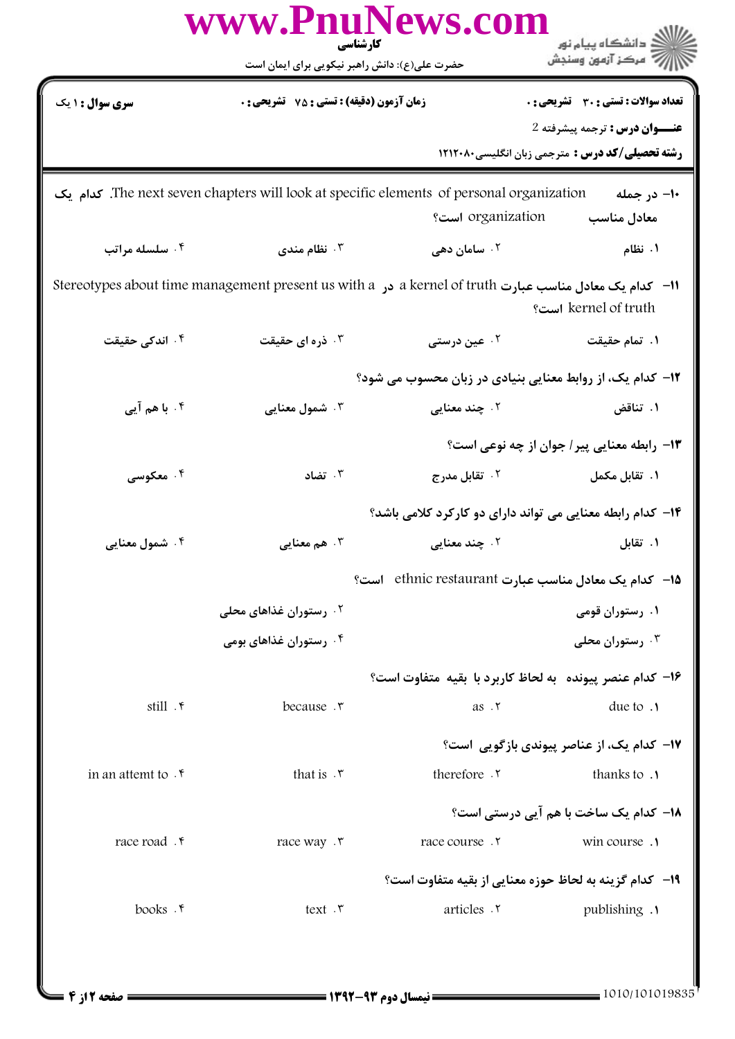۱۰- در جمله .The next seven chapters will look at specific elements of personal organization کدام یک معادل مناسب organization است؟

۱. نظام
۲. سامان دهی
۳. نظام مندی
۴. سلسله مراتب

۱۱- کدام یک معادل مناسب عبارت a kernel of truth در Stereotypes about time management present us with a kernel of truth است؟

۱. تمام حقیقت
۲. عین درستی
۳. ذره ای حقیقت
۴. اندکی حقیقت

۱۲- کدام یک، از روابط معنایی بنیادی در زبان محسوب می شود؟

۱. تناقض
۲. چند معنایی
۳. شمول معنایی
۴. با هم آیی

۱۳- رابطه معنایی پیر / جوان از چه نوعی است؟

۱. تقابل مکمل
۲. تقابل مدرج
۳. تضاد
۴. معکوسی

۱۴- کدام رابطه معنایی می تواند دارای دو کارکرد کلامی باشد؟

۱. تقابل
۲. چند معنایی
۳. هم معنایی
۴. شمول معنایی

۱۵- کدام یک معادل مناسب عبارت ethnic restaurant است؟

۱. رستوران قومی
۲. رستوران غذاهای محلی
۳. رستوران محلی
۴. رستوران غذاهای بومی

۱۶- کدام عنصر پیونده به لحاظ کاربرد با بقیه متفاوت است؟

۱. due to
۲. as
۳. because
۴. still

۱۷- کدام یک، از عناصر پیوندی بازگویی است؟

۱. thanks to
۲. therefore
۳. that is
۴. in an attemt to

۱۸- کدام یک ساخت با هم آیی درستی است؟

۱. win course
۲. race course
۳. race way
۴. race road

۱۹- کدام گزینه به لحاظ حوزه معنایی از بقیه متفاوت است؟

۱. publishing
۲. articles
۳. text
۴. books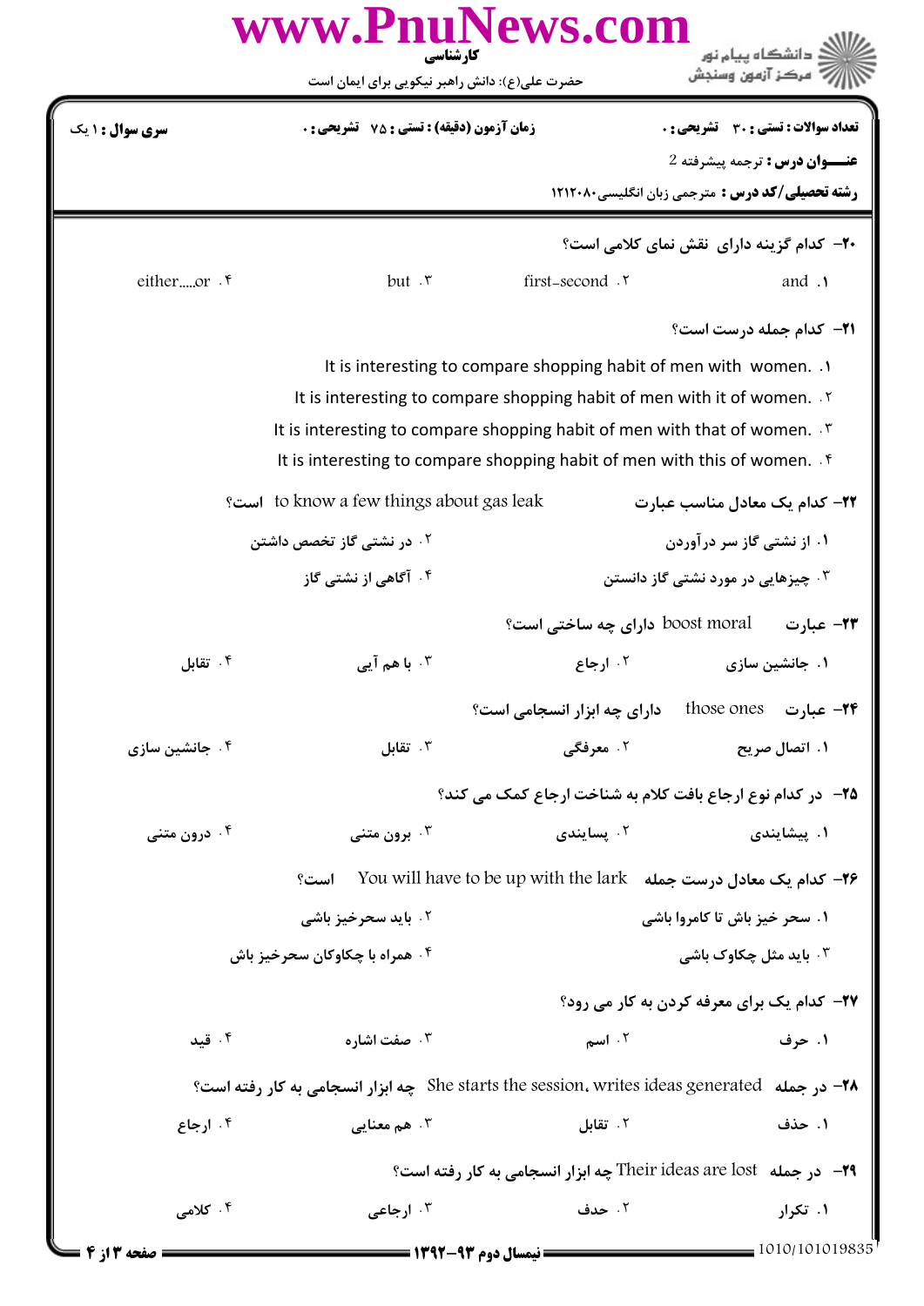**سری سوال :** ۱ یک

**زمان آزمون (دقیقه) : تستی :** ۷۵ **تشریحی :** ۰

**تعداد سوالات : تستی :** ۳۰ **تشریحی :** ۰

**عنـــوان درس :** ترجمه پیشرفته 2

**رشته تحصیلی/کد درس :** مترجمی زبان انگلیسی۱۲۱۲۰۸۰

۲۰- کدام گزینه دارای نقش نمای کلامی است؟

۱. and
۲. first_second
۳. but
۴. either.....or

۲۱- کدام جمله درست است؟

۱. It is interesting to compare shopping habit of men with women.
۲. It is interesting to compare shopping habit of men with it of women.
۳. It is interesting to compare shopping habit of men with that of women.
۴. It is interesting to compare shopping habit of men with this of women.

۲۲- کدام یک معادل مناسب عبارت to know a few things about gas leak است؟

۱. از نشتی گاز سر درآوردن
۲. در نشتی گاز تخصص داشتن
۳. چیزهایی در مورد نشتی گاز دانستن
۴. آگاهی از نشتی گاز

۲۳- عبارت boost moral دارای چه ساختی است؟

۱. جانشین سازی
۲. ارجاع
۳. با هم آیی
۴. تقابل

۲۴- عبارت those ones دارای چه ابزار انسجامی است؟

۱. اتصال صریح
۲. معرفگی
۳. تقابل
۴. جانشین سازی

۲۵- در کدام نوع ارجاع بافت کلام به شناخت ارجاع کمک می کند؟

۱. پیشایندی
۲. پسایندی
۳. برون متنی
۴. درون متنی

۲۶- کدام یک معادل درست جمله You will have to be up with the lark است؟

۱. سحر خیز باش تا کامروا باشی
۲. باید سحرخیز باشی
۳. باید مثل چکاوک باشی
۴. همراه با چکاوکان سحرخیز باش

۲۷- کدام یک برای معرفه کردن به کار می رود؟

۱. حرف
۲. اسم
۳. صفت اشاره
۴. قید

۲۸- در جمله She starts the session, writes ideas generated چه ابزار انسجامی به کار رفته است؟

۱. حذف
۲. تقابل
۳. هم معنایی
۴. ارجاع

۲۹- در جمله Their ideas are lost چه ابزار انسجامی به کار رفته است؟

۱. تکرار
۲. حذف
۳. ارجاعی
۴. کلامی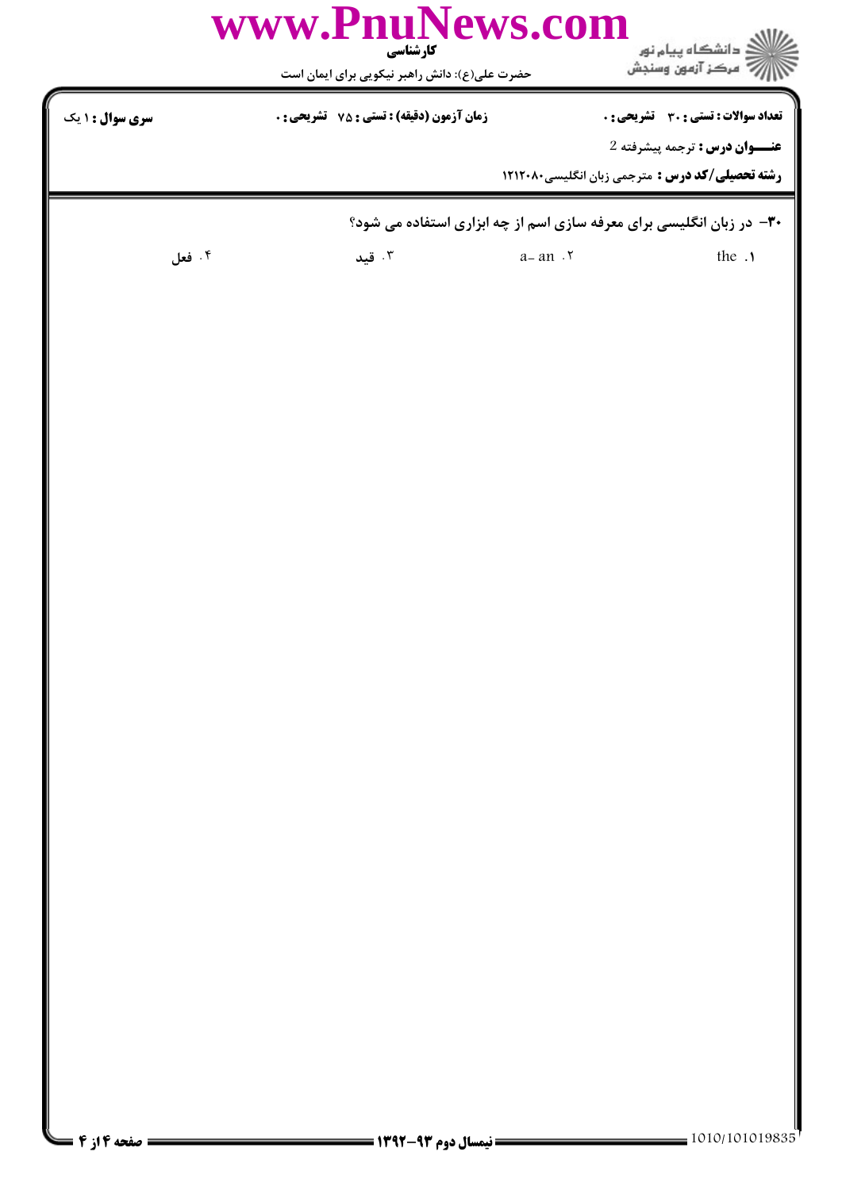۳۰- در زبان انگلیسی برای معرفه سازی اسم از چه ابزاری استفاده می شود؟

۱. the

۲. a- an

۳. قید

۴. فعل